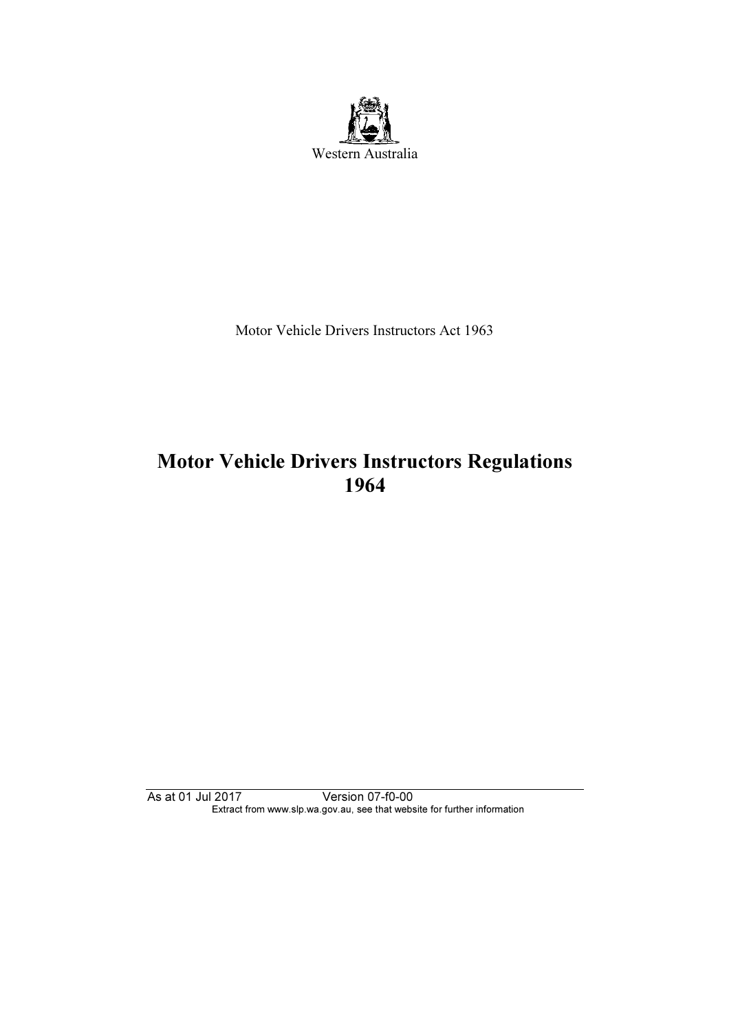Western Australia

Motor Vehicle Drivers Instructors Act 1963

# Motor Vehicle Drivers Instructors Regulations 1964

As at 01 Jul 2017 Version 07-f0-00

Extract from www.slp.wa.gov.au, see that website for further information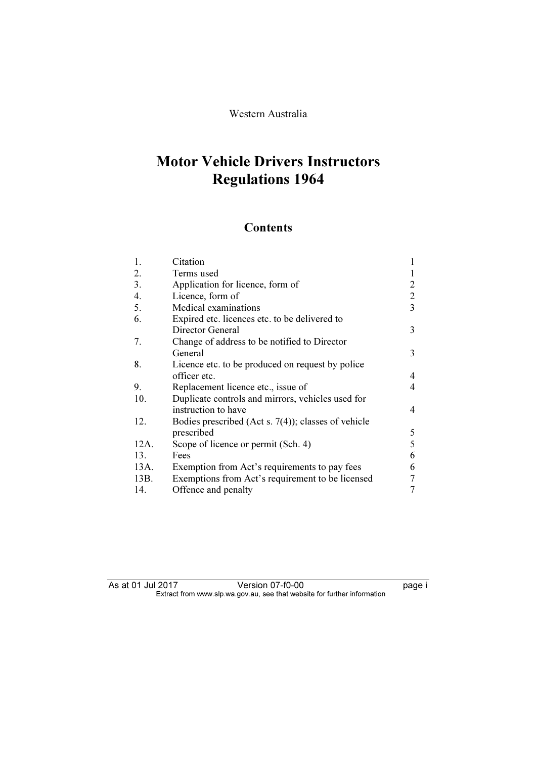Western Australia

# Motor Vehicle Drivers Instructors Regulations 1964

## Contents

| | | |
|---|---|---|
| 1. | Citation | 1 |
| 2. | Terms used | 1 |
| 3. | Application for licence, form of | 2 |
| 4. | Licence, form of | 2 |
| 5. | Medical examinations | 3 |
| 6. | Expired etc. licences etc. to be delivered to Director General | 3 |
| 7. | Change of address to be notified to Director General | 3 |
| 8. | Licence etc. to be produced on request by police officer etc. | 4 |
| 9. | Replacement licence etc., issue of | 4 |
| 10. | Duplicate controls and mirrors, vehicles used for instruction to have | 4 |
| 12. | Bodies prescribed (Act s. 7(4)); classes of vehicle prescribed | 5 |
| 12A. | Scope of licence or permit (Sch. 4) | 5 |
| 13. | Fees | 6 |
| 13A. | Exemption from Act's requirements to pay fees | 6 |
| 13B. | Exemptions from Act's requirement to be licensed | 7 |
| 14. | Offence and penalty | 7 |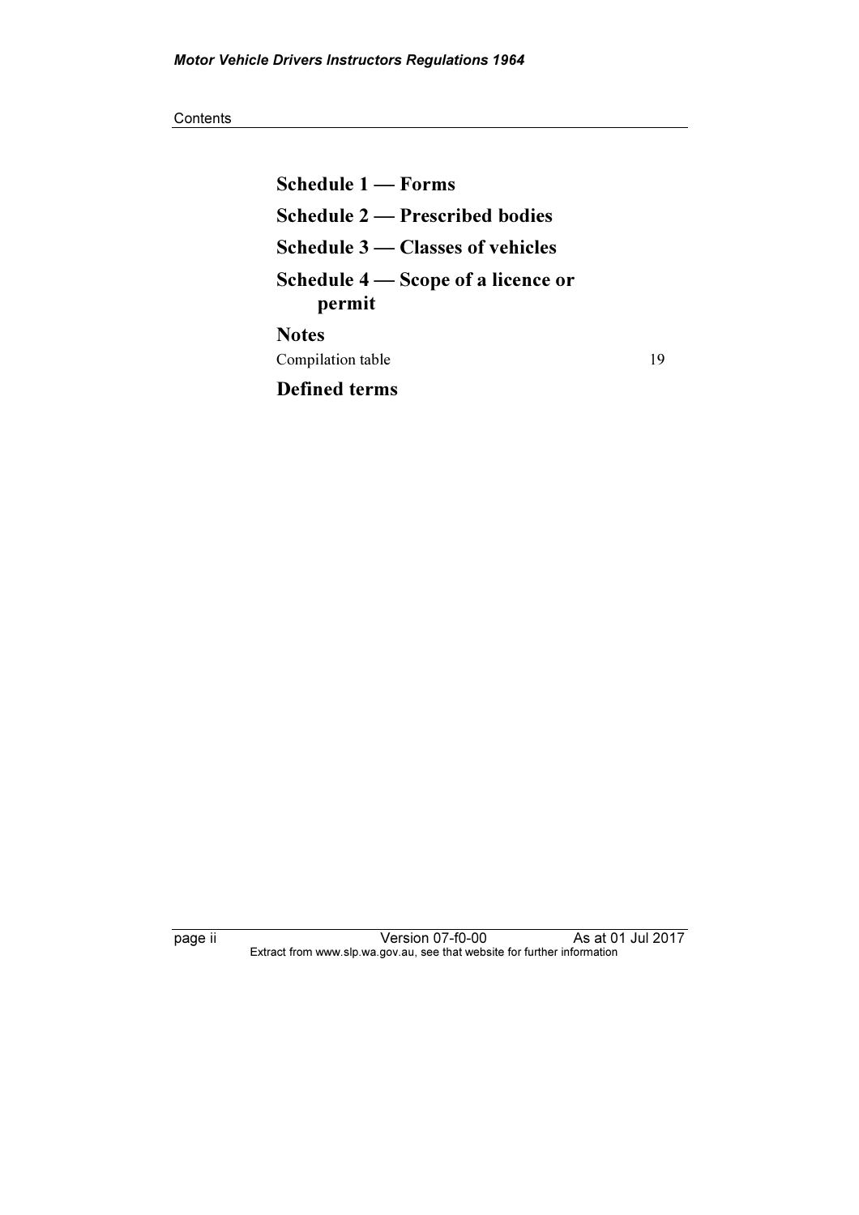## Schedule 1 — Forms

## Schedule 2 — Prescribed bodies

## Schedule 3 — Classes of vehicles

## Schedule 4 — Scope of a licence or permit

## Notes

Compilation table 19

## Defined terms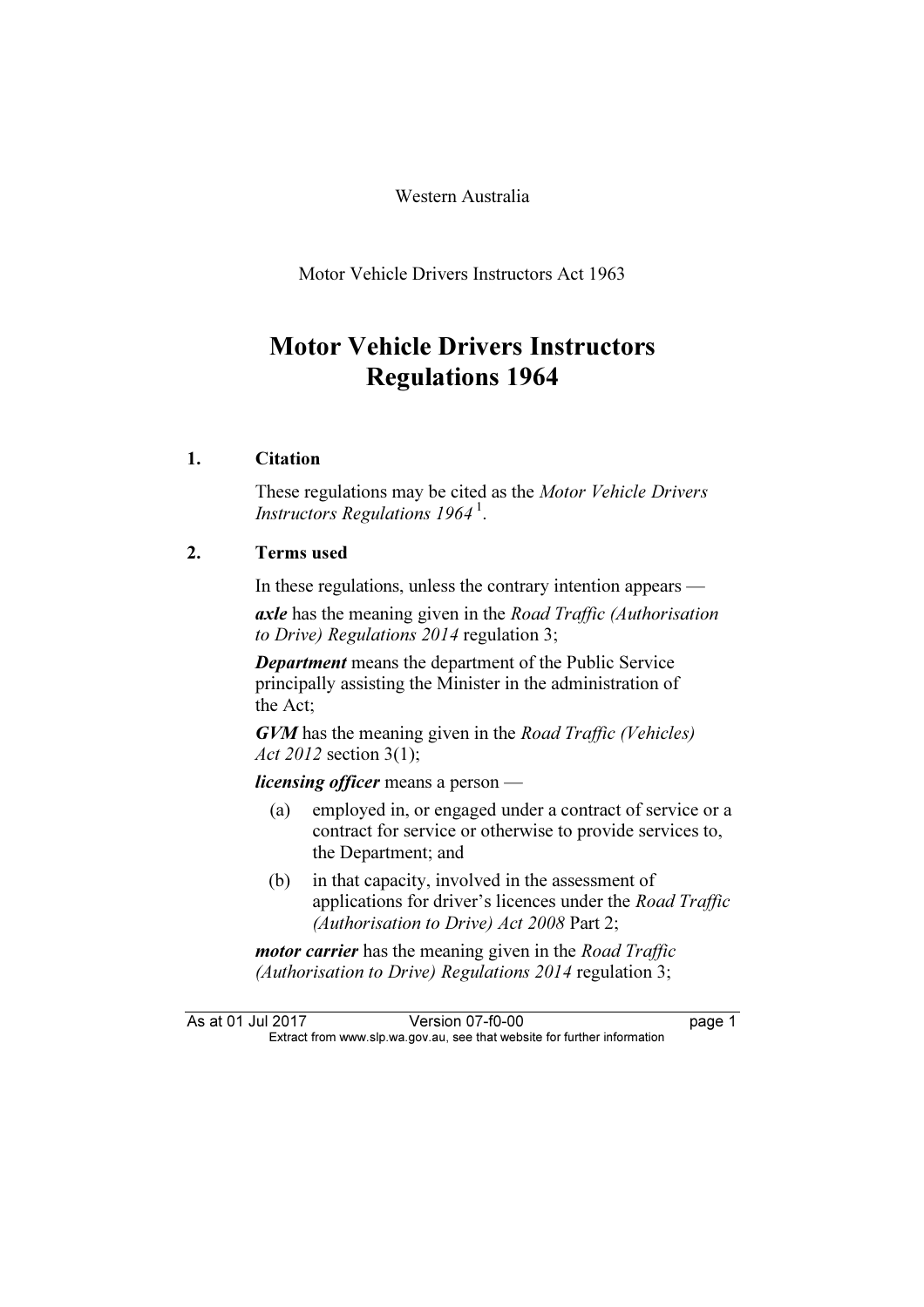Western Australia

Motor Vehicle Drivers Instructors Act 1963

# Motor Vehicle Drivers Instructors Regulations 1964

## 1. Citation

These regulations may be cited as the *Motor Vehicle Drivers Instructors Regulations 1964* [1].

## 2. Terms used

In these regulations, unless the contrary intention appears —

***axle*** has the meaning given in the *Road Traffic (Authorisation to Drive) Regulations 2014* regulation 3;

***Department*** means the department of the Public Service principally assisting the Minister in the administration of the Act;

***GVM*** has the meaning given in the *Road Traffic (Vehicles) Act 2012* section 3(1);

***licensing officer*** means a person —

(a) employed in, or engaged under a contract of service or a contract for service or otherwise to provide services to, the Department; and

(b) in that capacity, involved in the assessment of applications for driver's licences under the *Road Traffic (Authorisation to Drive) Act 2008* Part 2;

***motor carrier*** has the meaning given in the *Road Traffic (Authorisation to Drive) Regulations 2014* regulation 3;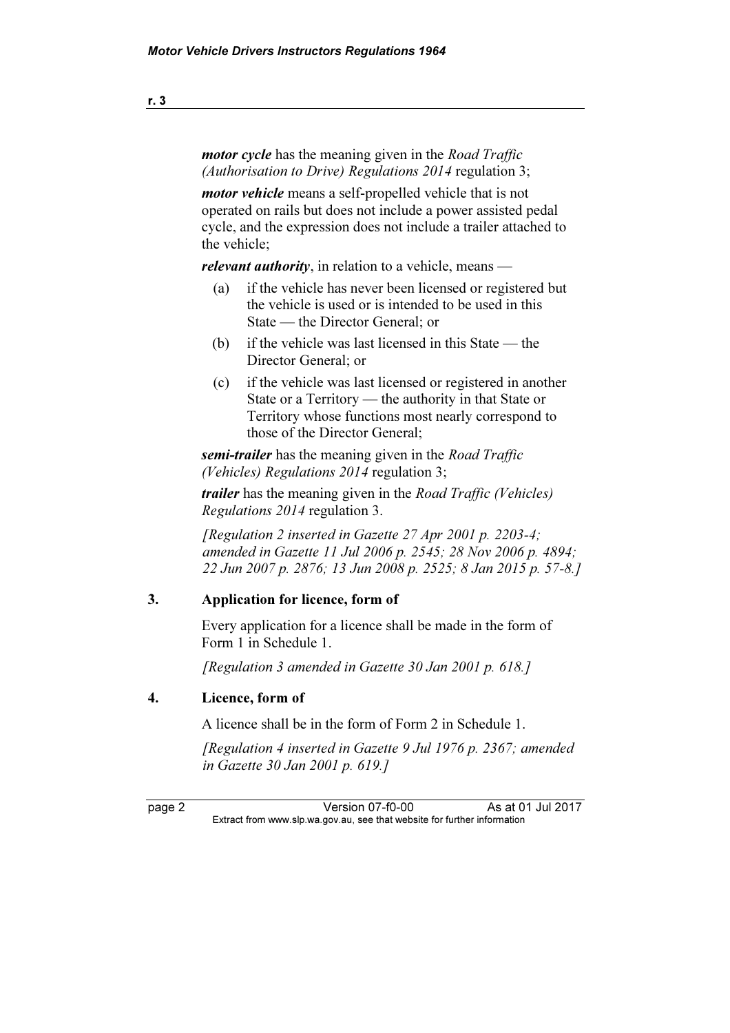***motor cycle*** has the meaning given in the *Road Traffic (Authorisation to Drive) Regulations 2014* regulation 3;

***motor vehicle*** means a self-propelled vehicle that is not operated on rails but does not include a power assisted pedal cycle, and the expression does not include a trailer attached to the vehicle;

***relevant authority***, in relation to a vehicle, means —

- (a) if the vehicle has never been licensed or registered but the vehicle is used or is intended to be used in this State — the Director General; or
- (b) if the vehicle was last licensed in this State — the Director General; or
- (c) if the vehicle was last licensed or registered in another State or a Territory — the authority in that State or Territory whose functions most nearly correspond to those of the Director General;

***semi-trailer*** has the meaning given in the *Road Traffic (Vehicles) Regulations 2014* regulation 3;

***trailer*** has the meaning given in the *Road Traffic (Vehicles) Regulations 2014* regulation 3.

*[Regulation 2 inserted in Gazette 27 Apr 2001 p. 2203-4; amended in Gazette 11 Jul 2006 p. 2545; 28 Nov 2006 p. 4894; 22 Jun 2007 p. 2876; 13 Jun 2008 p. 2525; 8 Jan 2015 p. 57-8.]*

## 3. Application for licence, form of

Every application for a licence shall be made in the form of Form 1 in Schedule 1.

*[Regulation 3 amended in Gazette 30 Jan 2001 p. 618.]*

## 4. Licence, form of

A licence shall be in the form of Form 2 in Schedule 1.

*[Regulation 4 inserted in Gazette 9 Jul 1976 p. 2367; amended in Gazette 30 Jan 2001 p. 619.]*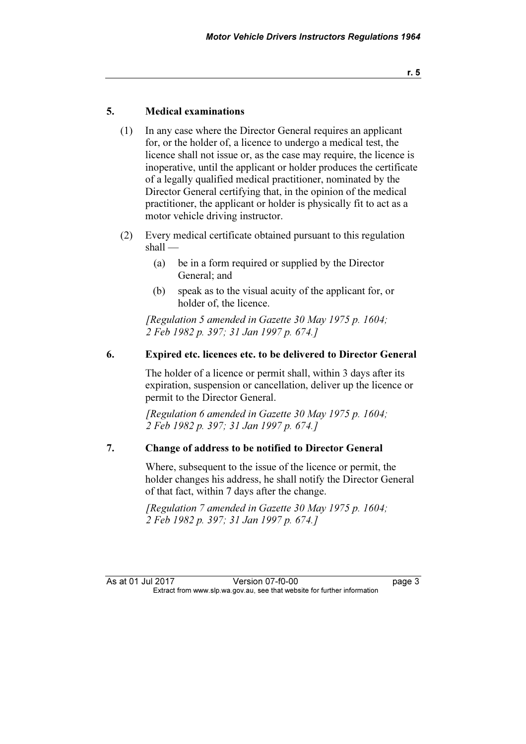## 5. Medical examinations

(1) In any case where the Director General requires an applicant for, or the holder of, a licence to undergo a medical test, the licence shall not issue or, as the case may require, the licence is inoperative, until the applicant or holder produces the certificate of a legally qualified medical practitioner, nominated by the Director General certifying that, in the opinion of the medical practitioner, the applicant or holder is physically fit to act as a motor vehicle driving instructor.

(2) Every medical certificate obtained pursuant to this regulation shall —

(a) be in a form required or supplied by the Director General; and

(b) speak as to the visual acuity of the applicant for, or holder of, the licence.

*[Regulation 5 amended in Gazette 30 May 1975 p. 1604; 2 Feb 1982 p. 397; 31 Jan 1997 p. 674.]*

## 6. Expired etc. licences etc. to be delivered to Director General

The holder of a licence or permit shall, within 3 days after its expiration, suspension or cancellation, deliver up the licence or permit to the Director General.

*[Regulation 6 amended in Gazette 30 May 1975 p. 1604; 2 Feb 1982 p. 397; 31 Jan 1997 p. 674.]*

## 7. Change of address to be notified to Director General

Where, subsequent to the issue of the licence or permit, the holder changes his address, he shall notify the Director General of that fact, within 7 days after the change.

*[Regulation 7 amended in Gazette 30 May 1975 p. 1604; 2 Feb 1982 p. 397; 31 Jan 1997 p. 674.]*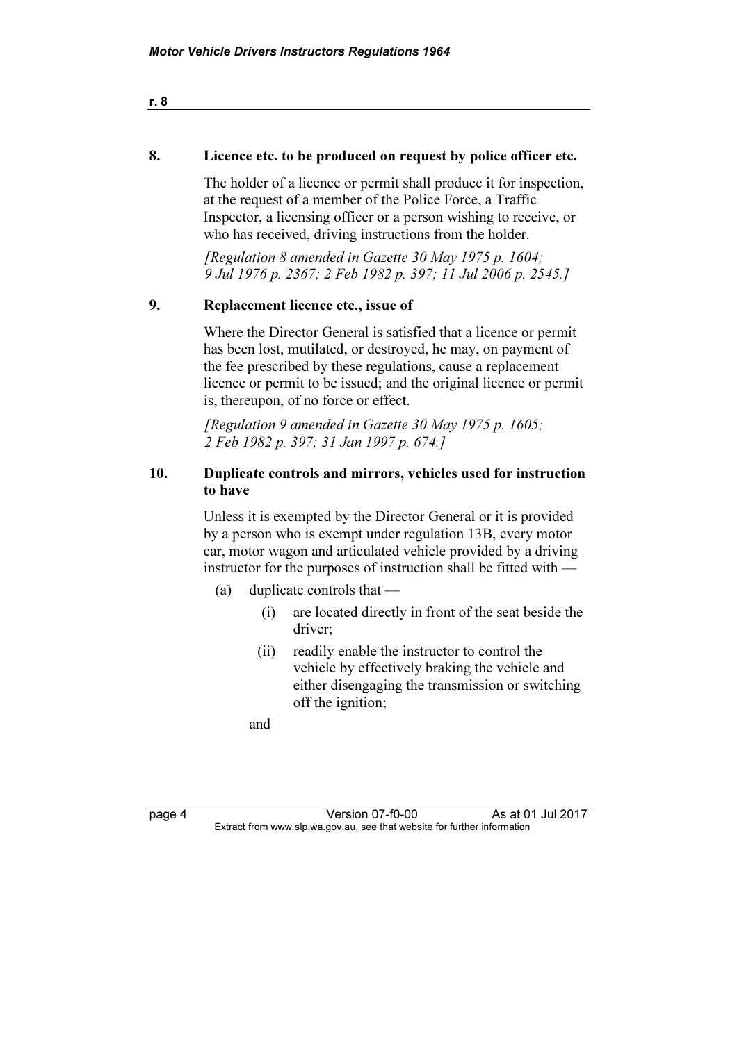## 8. Licence etc. to be produced on request by police officer etc.

The holder of a licence or permit shall produce it for inspection, at the request of a member of the Police Force, a Traffic Inspector, a licensing officer or a person wishing to receive, or who has received, driving instructions from the holder.

*[Regulation 8 amended in Gazette 30 May 1975 p. 1604; 9 Jul 1976 p. 2367; 2 Feb 1982 p. 397; 11 Jul 2006 p. 2545.]*

## 9. Replacement licence etc., issue of

Where the Director General is satisfied that a licence or permit has been lost, mutilated, or destroyed, he may, on payment of the fee prescribed by these regulations, cause a replacement licence or permit to be issued; and the original licence or permit is, thereupon, of no force or effect.

*[Regulation 9 amended in Gazette 30 May 1975 p. 1605; 2 Feb 1982 p. 397; 31 Jan 1997 p. 674.]*

## 10. Duplicate controls and mirrors, vehicles used for instruction to have

Unless it is exempted by the Director General or it is provided by a person who is exempt under regulation 13B, every motor car, motor wagon and articulated vehicle provided by a driving instructor for the purposes of instruction shall be fitted with —

- (a) duplicate controls that —
  - (i) are located directly in front of the seat beside the driver;
  - (ii) readily enable the instructor to control the vehicle by effectively braking the vehicle and either disengaging the transmission or switching off the ignition;

  and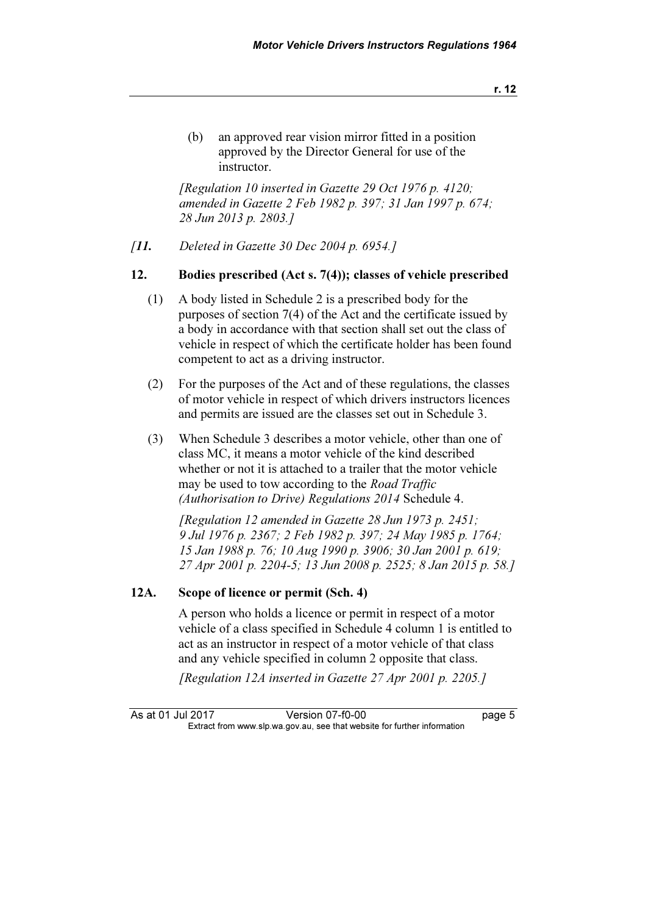(b) an approved rear vision mirror fitted in a position approved by the Director General for use of the instructor.

*[Regulation 10 inserted in Gazette 29 Oct 1976 p. 4120; amended in Gazette 2 Feb 1982 p. 397; 31 Jan 1997 p. 674; 28 Jun 2013 p. 2803.]*

*[**11.** Deleted in Gazette 30 Dec 2004 p. 6954.]*

## 12. Bodies prescribed (Act s. 7(4)); classes of vehicle prescribed

(1) A body listed in Schedule 2 is a prescribed body for the purposes of section 7(4) of the Act and the certificate issued by a body in accordance with that section shall set out the class of vehicle in respect of which the certificate holder has been found competent to act as a driving instructor.

(2) For the purposes of the Act and of these regulations, the classes of motor vehicle in respect of which drivers instructors licences and permits are issued are the classes set out in Schedule 3.

(3) When Schedule 3 describes a motor vehicle, other than one of class MC, it means a motor vehicle of the kind described whether or not it is attached to a trailer that the motor vehicle may be used to tow according to the *Road Traffic (Authorisation to Drive) Regulations 2014* Schedule 4.

*[Regulation 12 amended in Gazette 28 Jun 1973 p. 2451; 9 Jul 1976 p. 2367; 2 Feb 1982 p. 397; 24 May 1985 p. 1764; 15 Jan 1988 p. 76; 10 Aug 1990 p. 3906; 30 Jan 2001 p. 619; 27 Apr 2001 p. 2204-5; 13 Jun 2008 p. 2525; 8 Jan 2015 p. 58.]*

## 12A. Scope of licence or permit (Sch. 4)

A person who holds a licence or permit in respect of a motor vehicle of a class specified in Schedule 4 column 1 is entitled to act as an instructor in respect of a motor vehicle of that class and any vehicle specified in column 2 opposite that class.

*[Regulation 12A inserted in Gazette 27 Apr 2001 p. 2205.]*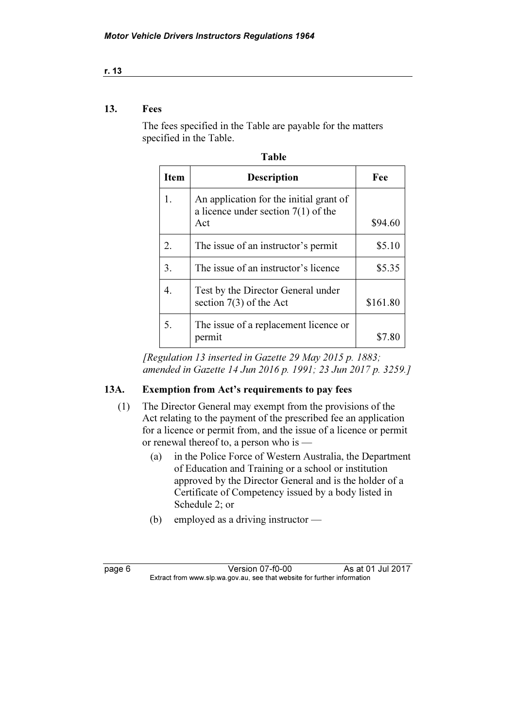## 13. Fees

The fees specified in the Table are payable for the matters specified in the Table.

**Table**

| Item | Description | Fee |
|---|---|---|
| 1. | An application for the initial grant of a licence under section 7(1) of the Act | $94.60 |
| 2. | The issue of an instructor's permit | $5.10 |
| 3. | The issue of an instructor's licence | $5.35 |
| 4. | Test by the Director General under section 7(3) of the Act | $161.80 |
| 5. | The issue of a replacement licence or permit | $7.80 |

*[Regulation 13 inserted in Gazette 29 May 2015 p. 1883; amended in Gazette 14 Jun 2016 p. 1991; 23 Jun 2017 p. 3259.]*

## 13A. Exemption from Act's requirements to pay fees

(1) The Director General may exempt from the provisions of the Act relating to the payment of the prescribed fee an application for a licence or permit from, and the issue of a licence or permit or renewal thereof to, a person who is —

- (a) in the Police Force of Western Australia, the Department of Education and Training or a school or institution approved by the Director General and is the holder of a Certificate of Competency issued by a body listed in Schedule 2; or
- (b) employed as a driving instructor —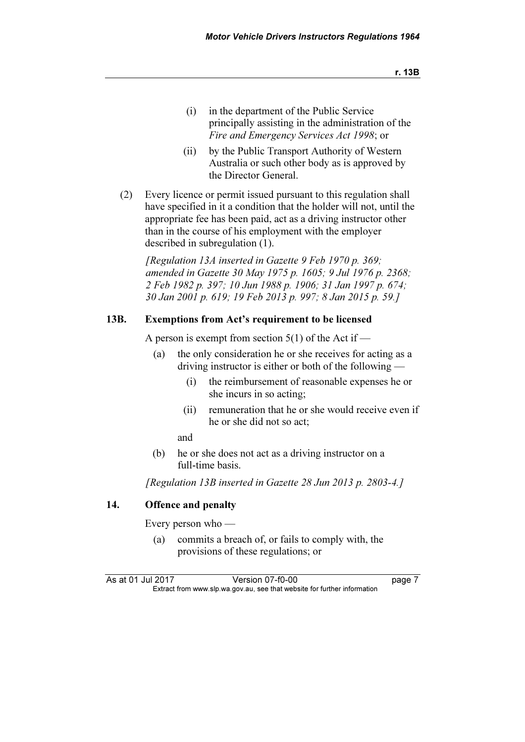(i) in the department of the Public Service principally assisting in the administration of the *Fire and Emergency Services Act 1998*; or

(ii) by the Public Transport Authority of Western Australia or such other body as is approved by the Director General.

(2) Every licence or permit issued pursuant to this regulation shall have specified in it a condition that the holder will not, until the appropriate fee has been paid, act as a driving instructor other than in the course of his employment with the employer described in subregulation (1).

*[Regulation 13A inserted in Gazette 9 Feb 1970 p. 369; amended in Gazette 30 May 1975 p. 1605; 9 Jul 1976 p. 2368; 2 Feb 1982 p. 397; 10 Jun 1988 p. 1906; 31 Jan 1997 p. 674; 30 Jan 2001 p. 619; 19 Feb 2013 p. 997; 8 Jan 2015 p. 59.]*

## 13B. Exemptions from Act's requirement to be licensed

A person is exempt from section 5(1) of the Act if —

(a) the only consideration he or she receives for acting as a driving instructor is either or both of the following —

(i) the reimbursement of reasonable expenses he or she incurs in so acting;

(ii) remuneration that he or she would receive even if he or she did not so act;

and

(b) he or she does not act as a driving instructor on a full-time basis.

*[Regulation 13B inserted in Gazette 28 Jun 2013 p. 2803-4.]*

## 14. Offence and penalty

Every person who —

(a) commits a breach of, or fails to comply with, the provisions of these regulations; or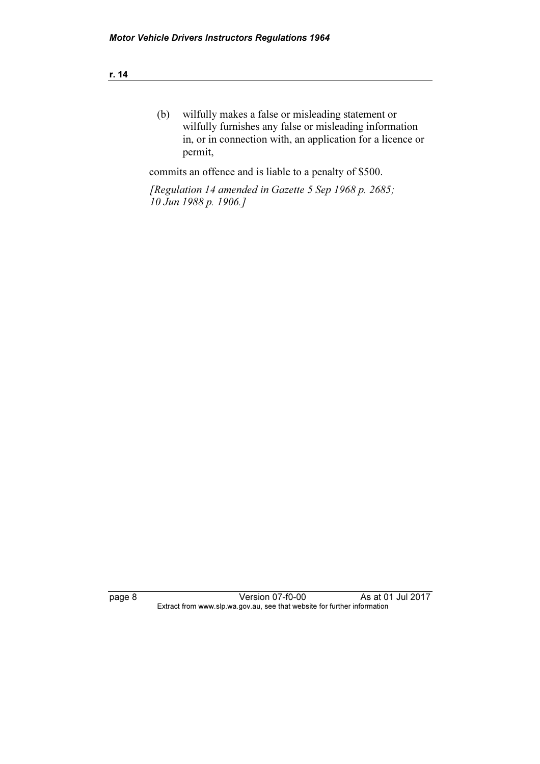(b) wilfully makes a false or misleading statement or wilfully furnishes any false or misleading information in, or in connection with, an application for a licence or permit,

commits an offence and is liable to a penalty of $500.

*[Regulation 14 amended in Gazette 5 Sep 1968 p. 2685; 10 Jun 1988 p. 1906.]*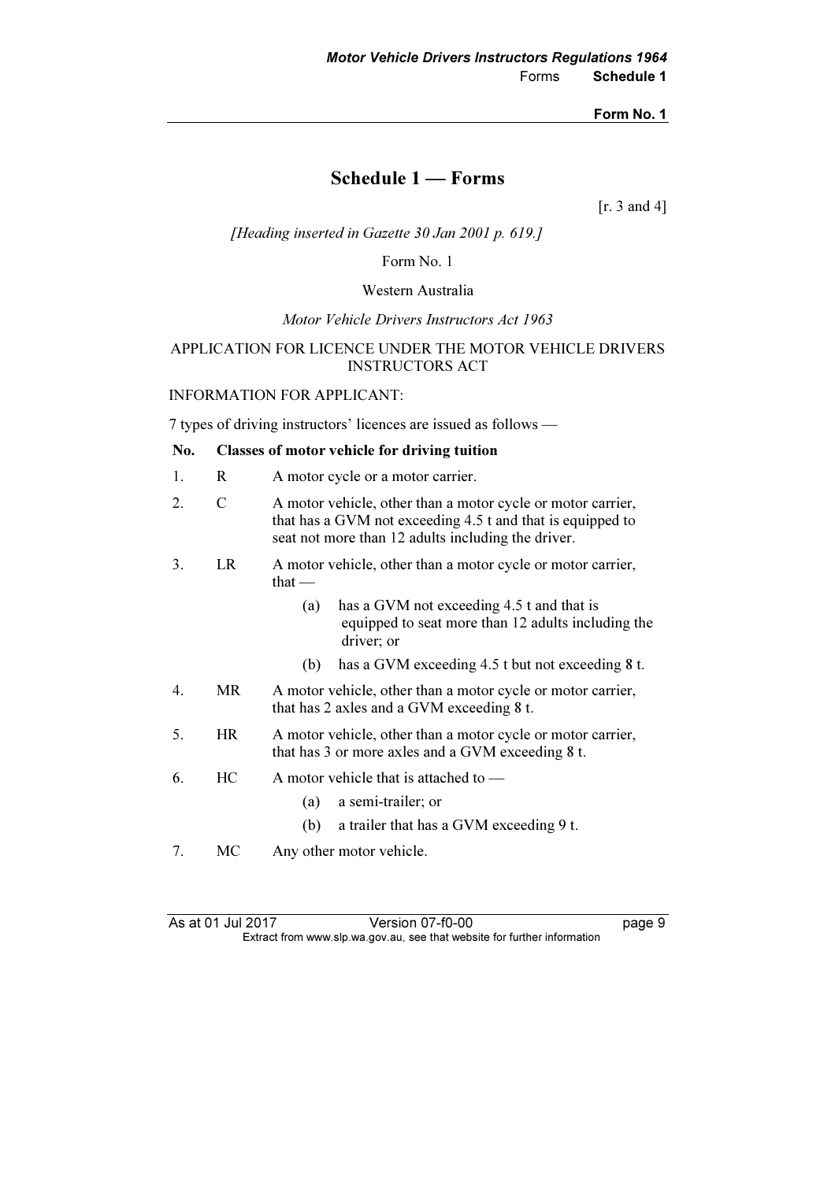# Schedule 1 — Forms

[r. 3 and 4]

*[Heading inserted in Gazette 30 Jan 2001 p. 619.]*

Form No. 1

Western Australia

*Motor Vehicle Drivers Instructors Act 1963*

APPLICATION FOR LICENCE UNDER THE MOTOR VEHICLE DRIVERS INSTRUCTORS ACT

INFORMATION FOR APPLICANT:

7 types of driving instructors' licences are issued as follows —

| No. | Classes of motor vehicle for driving tuition | |
|---|---|---|
| 1. | R | A motor cycle or a motor carrier. |
| 2. | C | A motor vehicle, other than a motor cycle or motor carrier, that has a GVM not exceeding 4.5 t and that is equipped to seat not more than 12 adults including the driver. |
| 3. | LR | A motor vehicle, other than a motor cycle or motor carrier, that — (a) has a GVM not exceeding 4.5 t and that is equipped to seat more than 12 adults including the driver; or (b) has a GVM exceeding 4.5 t but not exceeding 8 t. |
| 4. | MR | A motor vehicle, other than a motor cycle or motor carrier, that has 2 axles and a GVM exceeding 8 t. |
| 5. | HR | A motor vehicle, other than a motor cycle or motor carrier, that has 3 or more axles and a GVM exceeding 8 t. |
| 6. | HC | A motor vehicle that is attached to — (a) a semi-trailer; or (b) a trailer that has a GVM exceeding 9 t. |
| 7. | MC | Any other motor vehicle. |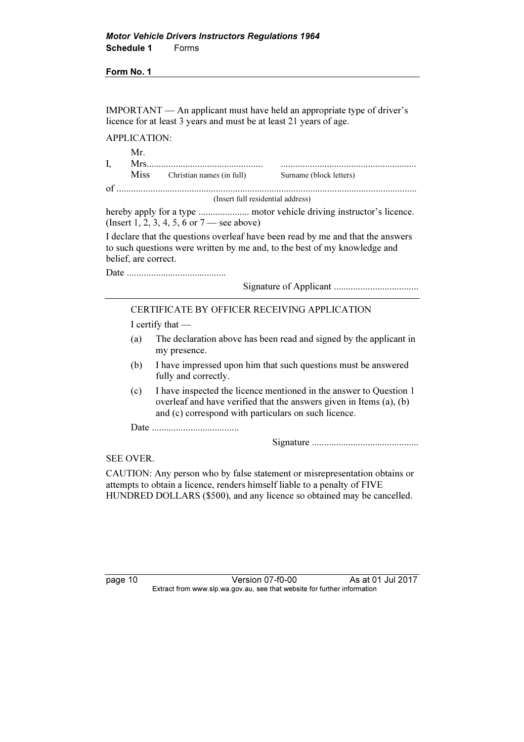**Form No. 1**

IMPORTANT — An applicant must have held an appropriate type of driver's licence for at least 3 years and must be at least 21 years of age.

APPLICATION:

I, Mr./Mrs./Miss ................................................ ........................................................
Christian names (in full) Surname (block letters)

of ...........................................................................................................................
(Insert full residential address)

hereby apply for a type ..................... motor vehicle driving instructor's licence. (Insert 1, 2, 3, 4, 5, 6 or 7 — see above)

I declare that the questions overleaf have been read by me and that the answers to such questions were written by me and, to the best of my knowledge and belief, are correct.

Date .........................................

Signature of Applicant ...................................

---

CERTIFICATE BY OFFICER RECEIVING APPLICATION

I certify that —

(a) The declaration above has been read and signed by the applicant in my presence.

(b) I have impressed upon him that such questions must be answered fully and correctly.

(c) I have inspected the licence mentioned in the answer to Question 1 overleaf and have verified that the answers given in Items (a), (b) and (c) correspond with particulars on such licence.

Date ....................................

Signature ............................................

SEE OVER.

CAUTION: Any person who by false statement or misrepresentation obtains or attempts to obtain a licence, renders himself liable to a penalty of FIVE HUNDRED DOLLARS ($500), and any licence so obtained may be cancelled.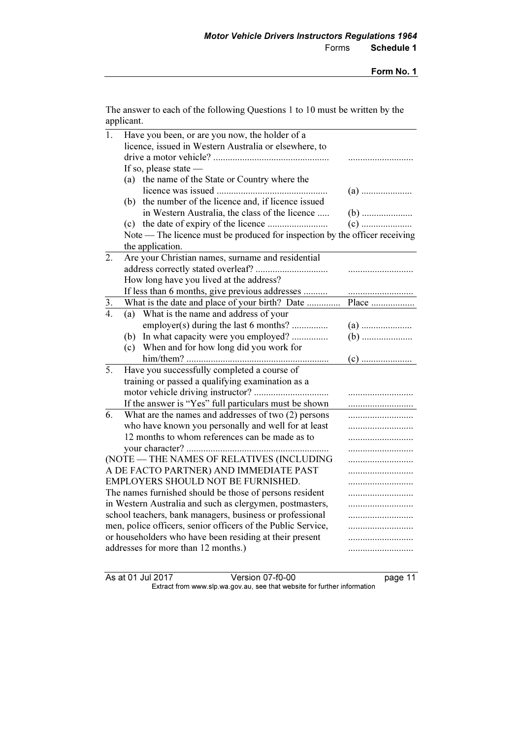**Form No. 1**

The answer to each of the following Questions 1 to 10 must be written by the applicant.

| | | |
|---|---|---|
| 1. | Have you been, or are you now, the holder of a licence, issued in Western Australia or elsewhere, to drive a motor vehicle? ............................................... | .......................... |
| | If so, please state — | |
| | (a) the name of the State or Country where the licence was issued ............................................ | (a) .................... |
| | (b) the number of the licence and, if licence issued in Western Australia, the class of the licence ..... | (b) .................... |
| | (c) the date of expiry of the licence ........................ | (c) .................... |
| | Note — The licence must be produced for inspection by the officer receiving the application. | |
| 2. | Are your Christian names, surname and residential address correctly stated overleaf? ............................. | .......................... |
| | How long have you lived at the address? If less than 6 months, give previous addresses .......... | .......................... |
| 3. | What is the date and place of your birth? Date ............. | Place .................. |
| 4. | (a) What is the name and address of your employer(s) during the last 6 months? .............. | (a) .................... |
| | (b) In what capacity were you employed? .............. | (b) .................... |
| | (c) When and for how long did you work for him/them? .......................................................... | (c) .................... |
| 5. | Have you successfully completed a course of training or passed a qualifying examination as a motor vehicle driving instructor? .............................. | .......................... |
| | If the answer is "Yes" full particulars must be shown | .......................... |
| 6. | What are the names and addresses of two (2) persons who have known you personally and well for at least 12 months to whom references can be made as to your character? .......................................................... | .......................... |

(NOTE — THE NAMES OF RELATIVES (INCLUDING A DE FACTO PARTNER) AND IMMEDIATE PAST EMPLOYERS SHOULD NOT BE FURNISHED.
The names furnished should be those of persons resident in Western Australia and such as clergymen, postmasters, school teachers, bank managers, business or professional men, police officers, senior officers of the Public Service, or householders who have been residing at their present addresses for more than 12 months.) ..........................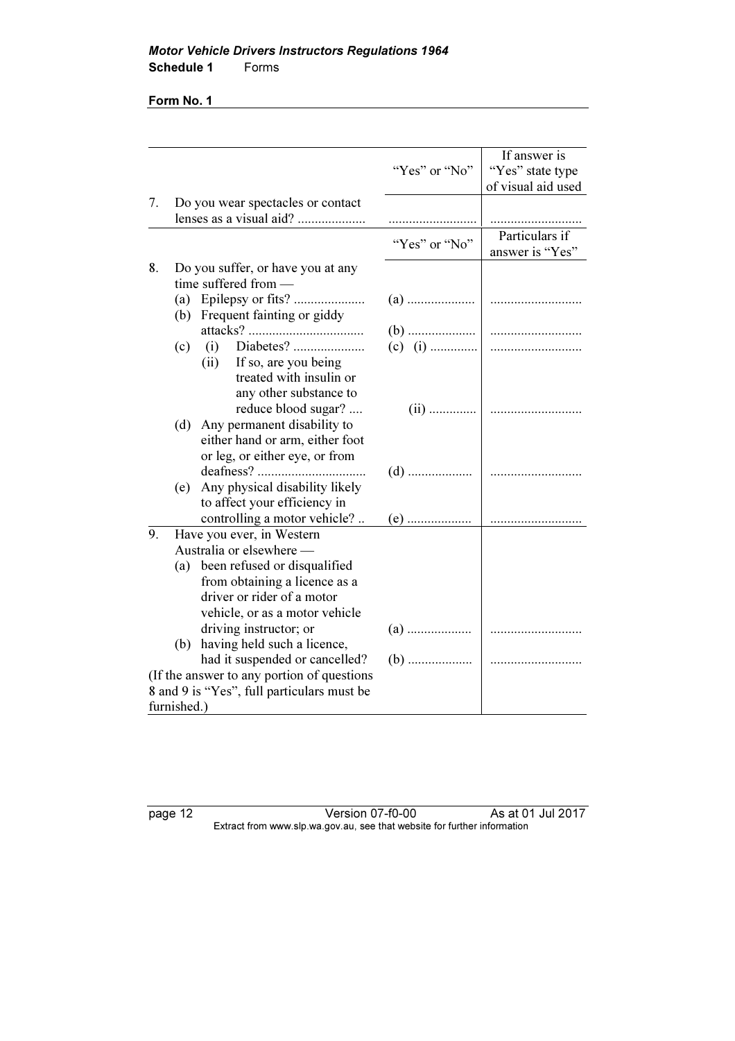**Form No. 1**

| | | “Yes” or “No” | If answer is “Yes” state type of visual aid used |
|---|---|---|---|
| 7. | Do you wear spectacles or contact lenses as a visual aid? .................... | .......................... | ........................... |
| | | **“Yes” or “No”** | **Particulars if answer is “Yes”** |
| 8. | Do you suffer, or have you at any time suffered from — | | |
| | (a) Epilepsy or fits? ..................... | (a) .................... | ........................... |
| | (b) Frequent fainting or giddy attacks? ................................. | (b) .................... | ........................... |
| | (c) (i) Diabetes? ..................... | (c) (i) ............. | ........................... |
| | (ii) If so, are you being treated with insulin or any other substance to reduce blood sugar? .... | (ii) ............. | ........................... |
| | (d) Any permanent disability to either hand or arm, either foot or leg, or either eye, or from deafness? ................................ | (d) ................... | ........................... |
| | (e) Any physical disability likely to affect your efficiency in controlling a motor vehicle? .. | (e) ................... | ........................... |
| 9. | Have you ever, in Western Australia or elsewhere — | | |
| | (a) been refused or disqualified from obtaining a licence as a driver or rider of a motor vehicle, or as a motor vehicle driving instructor; or | (a) ................... | ........................... |
| | (b) having held such a licence, had it suspended or cancelled? | (b) ................... | ........................... |
| (If the answer to any portion of questions 8 and 9 is “Yes”, full particulars must be furnished.) | | | |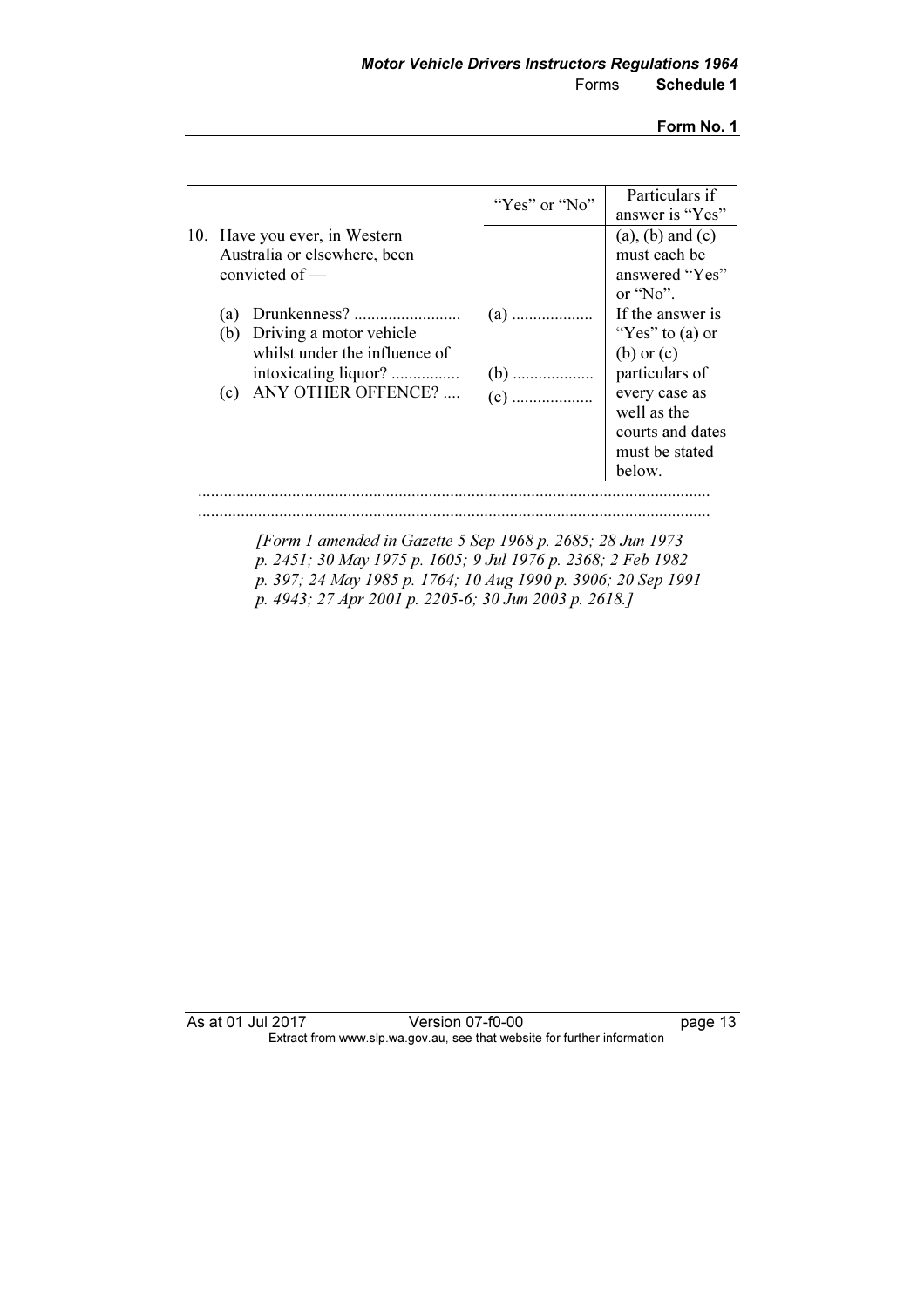**Form No. 1**

| | "Yes" or "No" | Particulars if answer is "Yes" |
|---|---|---|
| 10. Have you ever, in Western Australia or elsewhere, been convicted of — | | (a), (b) and (c) must each be answered "Yes" or "No". |
| (a) Drunkenness? ......................... | (a) ................... | If the answer is "Yes" to (a) or (b) or (c) particulars of every case as well as the courts and dates must be stated below. |
| (b) Driving a motor vehicle whilst under the influence of intoxicating liquor? ................ | (b) ................... | |
| (c) ANY OTHER OFFENCE? .... | (c) ................... | |

.......................................................................................................................

.......................................................................................................................

*[Form 1 amended in Gazette 5 Sep 1968 p. 2685; 28 Jun 1973 p. 2451; 30 May 1975 p. 1605; 9 Jul 1976 p. 2368; 2 Feb 1982 p. 397; 24 May 1985 p. 1764; 10 Aug 1990 p. 3906; 20 Sep 1991 p. 4943; 27 Apr 2001 p. 2205-6; 30 Jun 2003 p. 2618.]*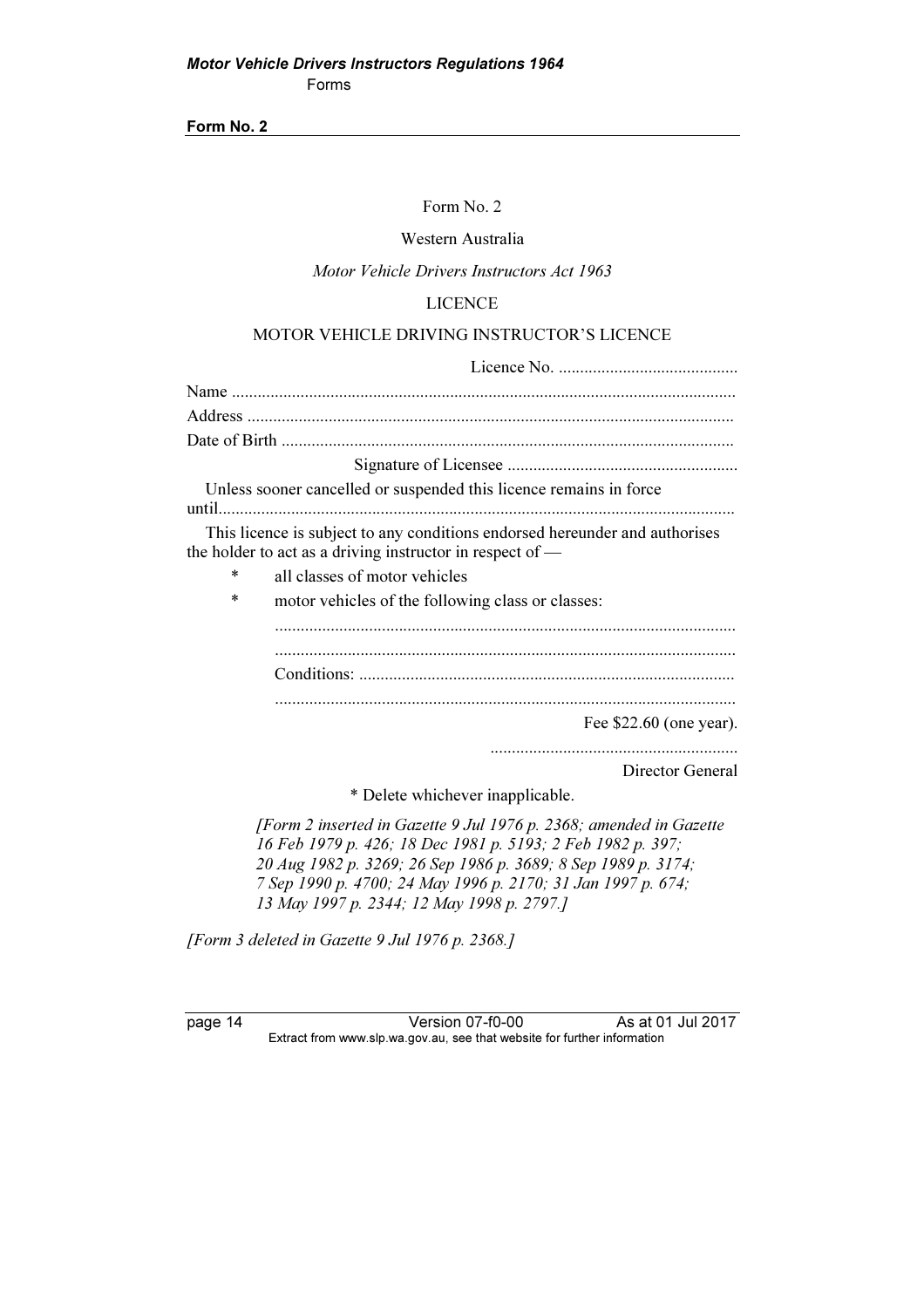**Form No. 2**

Form No. 2

Western Australia

*Motor Vehicle Drivers Instructors Act 1963*

LICENCE

MOTOR VEHICLE DRIVING INSTRUCTOR'S LICENCE

Licence No. ..........................................

Name .....................................................................................................................

Address .................................................................................................................

Date of Birth .........................................................................................................

Signature of Licensee ......................................................

Unless sooner cancelled or suspended this licence remains in force until.........................................................................................................................

This licence is subject to any conditions endorsed hereunder and authorises the holder to act as a driving instructor in respect of —

* all classes of motor vehicles
* motor vehicles of the following class or classes:

  ...........................................................................................................

  ...........................................................................................................

  Conditions: .......................................................................................

  ...........................................................................................................

Fee $22.60 (one year).

..........................................................

Director General

* Delete whichever inapplicable.

*[Form 2 inserted in Gazette 9 Jul 1976 p. 2368; amended in Gazette 16 Feb 1979 p. 426; 18 Dec 1981 p. 5193; 2 Feb 1982 p. 397; 20 Aug 1982 p. 3269; 26 Sep 1986 p. 3689; 8 Sep 1989 p. 3174; 7 Sep 1990 p. 4700; 24 May 1996 p. 2170; 31 Jan 1997 p. 674; 13 May 1997 p. 2344; 12 May 1998 p. 2797.]*

*[Form 3 deleted in Gazette 9 Jul 1976 p. 2368.]*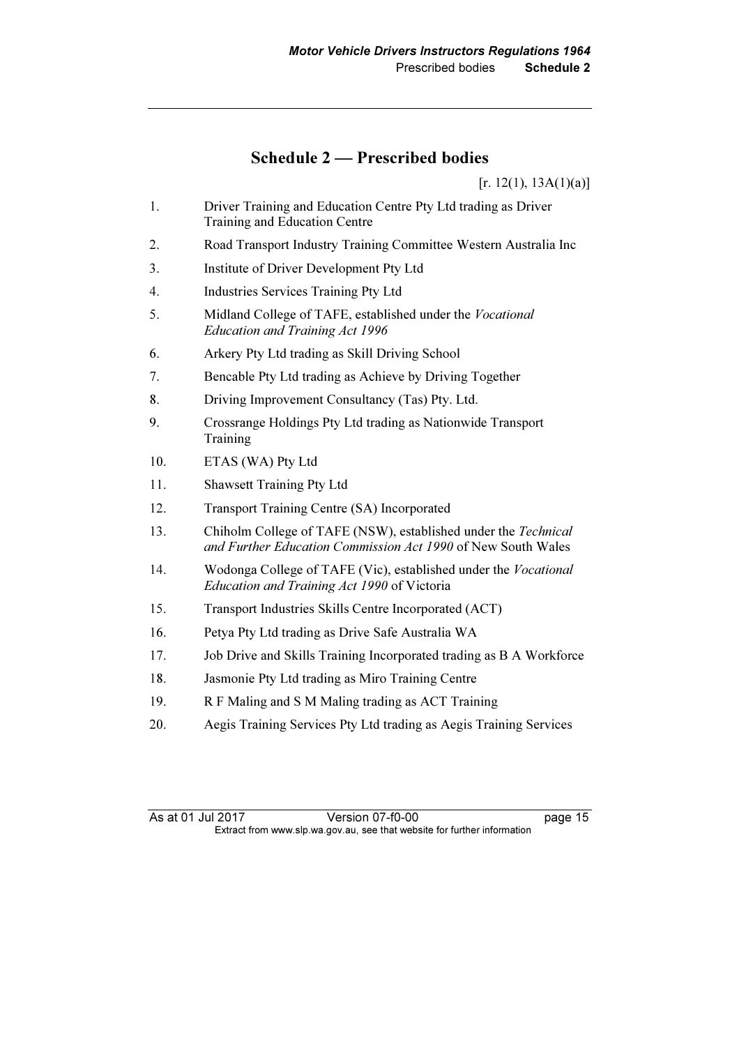## Schedule 2 — Prescribed bodies

[r. 12(1), 13A(1)(a)]

1. Driver Training and Education Centre Pty Ltd trading as Driver Training and Education Centre
2. Road Transport Industry Training Committee Western Australia Inc
3. Institute of Driver Development Pty Ltd
4. Industries Services Training Pty Ltd
5. Midland College of TAFE, established under the *Vocational Education and Training Act 1996*
6. Arkery Pty Ltd trading as Skill Driving School
7. Bencable Pty Ltd trading as Achieve by Driving Together
8. Driving Improvement Consultancy (Tas) Pty. Ltd.
9. Crossrange Holdings Pty Ltd trading as Nationwide Transport Training
10. ETAS (WA) Pty Ltd
11. Shawsett Training Pty Ltd
12. Transport Training Centre (SA) Incorporated
13. Chiholm College of TAFE (NSW), established under the *Technical and Further Education Commission Act 1990* of New South Wales
14. Wodonga College of TAFE (Vic), established under the *Vocational Education and Training Act 1990* of Victoria
15. Transport Industries Skills Centre Incorporated (ACT)
16. Petya Pty Ltd trading as Drive Safe Australia WA
17. Job Drive and Skills Training Incorporated trading as B A Workforce
18. Jasmonie Pty Ltd trading as Miro Training Centre
19. R F Maling and S M Maling trading as ACT Training
20. Aegis Training Services Pty Ltd trading as Aegis Training Services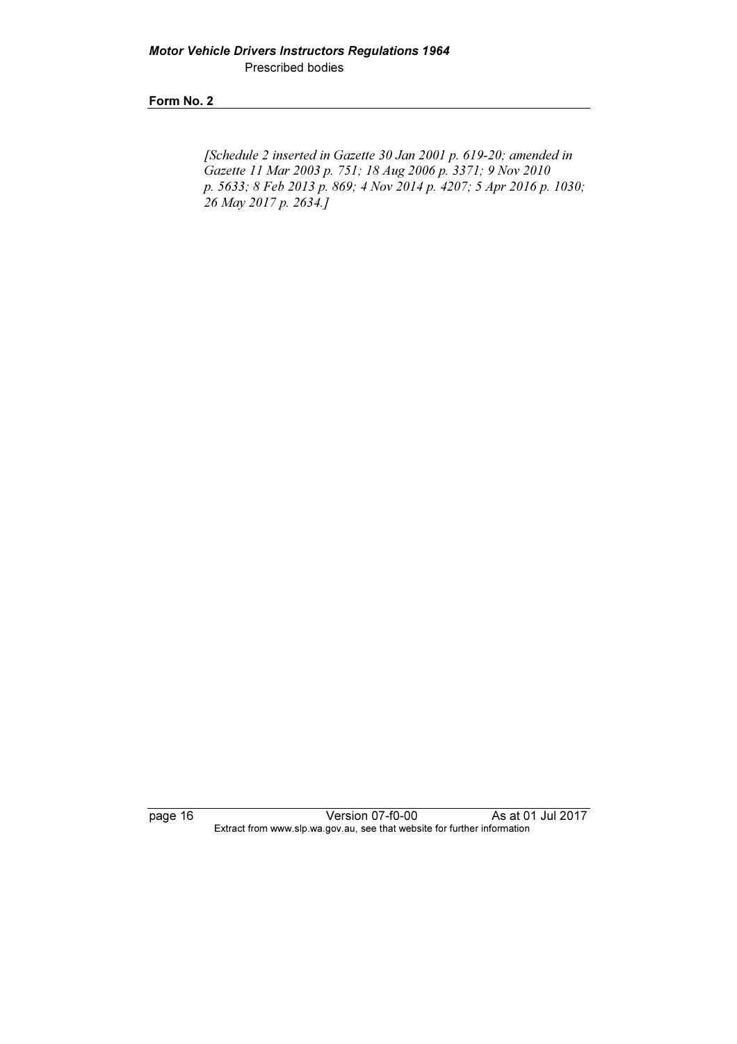*[Schedule 2 inserted in Gazette 30 Jan 2001 p. 619-20; amended in Gazette 11 Mar 2003 p. 751; 18 Aug 2006 p. 3371; 9 Nov 2010 p. 5633; 8 Feb 2013 p. 869; 4 Nov 2014 p. 4207; 5 Apr 2016 p. 1030; 26 May 2017 p. 2634.]*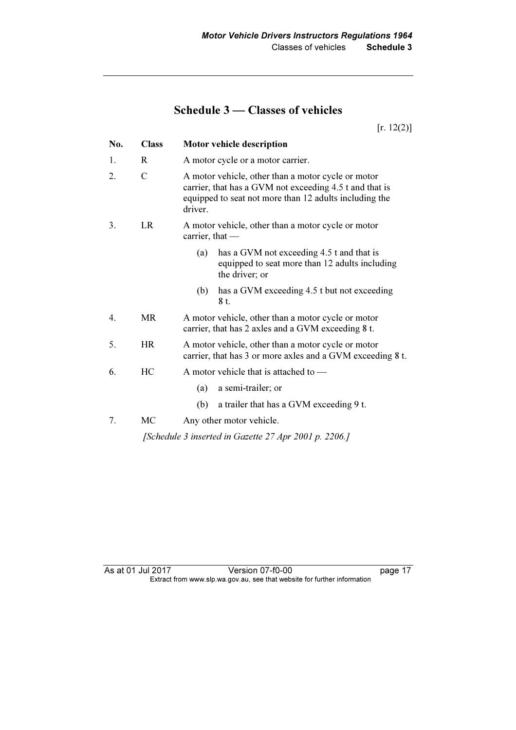# Schedule 3 — Classes of vehicles

[r. 12(2)]

| No. | Class | Motor vehicle description |
|---|---|---|
| 1. | R | A motor cycle or a motor carrier. |
| 2. | C | A motor vehicle, other than a motor cycle or motor carrier, that has a GVM not exceeding 4.5 t and that is equipped to seat not more than 12 adults including the driver. |
| 3. | LR | A motor vehicle, other than a motor cycle or motor carrier, that — (a) has a GVM not exceeding 4.5 t and that is equipped to seat more than 12 adults including the driver; or (b) has a GVM exceeding 4.5 t but not exceeding 8 t. |
| 4. | MR | A motor vehicle, other than a motor cycle or motor carrier, that has 2 axles and a GVM exceeding 8 t. |
| 5. | HR | A motor vehicle, other than a motor cycle or motor carrier, that has 3 or more axles and a GVM exceeding 8 t. |
| 6. | HC | A motor vehicle that is attached to — (a) a semi-trailer; or (b) a trailer that has a GVM exceeding 9 t. |
| 7. | MC | Any other motor vehicle. |

*[Schedule 3 inserted in Gazette 27 Apr 2001 p. 2206.]*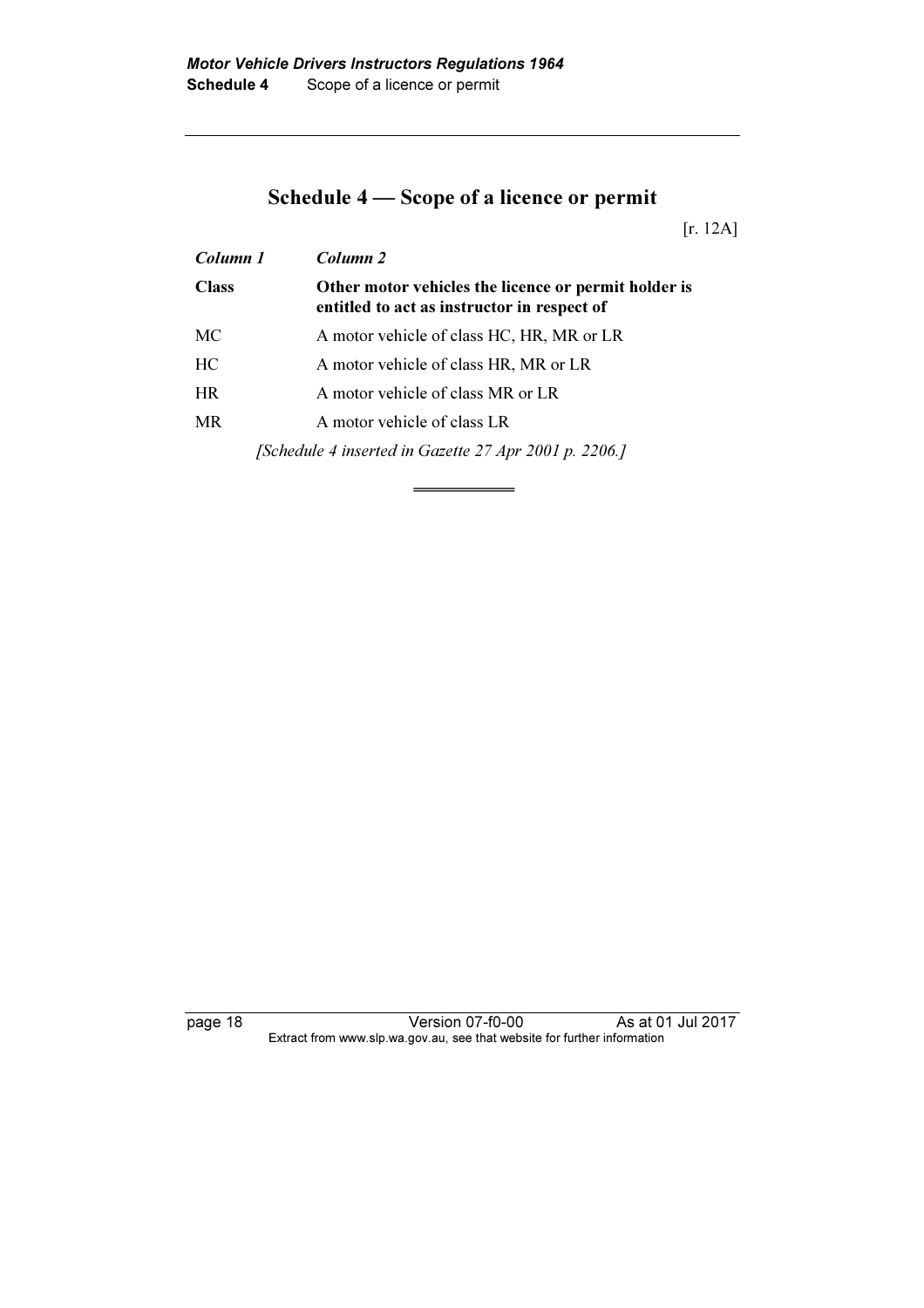## Schedule 4 — Scope of a licence or permit

[r. 12A]

| *Column 1* | *Column 2* |
|---|---|
| **Class** | **Other motor vehicles the licence or permit holder is entitled to act as instructor in respect of** |
| MC | A motor vehicle of class HC, HR, MR or LR |
| HC | A motor vehicle of class HR, MR or LR |
| HR | A motor vehicle of class MR or LR |
| MR | A motor vehicle of class LR |

*[Schedule 4 inserted in Gazette 27 Apr 2001 p. 2206.]*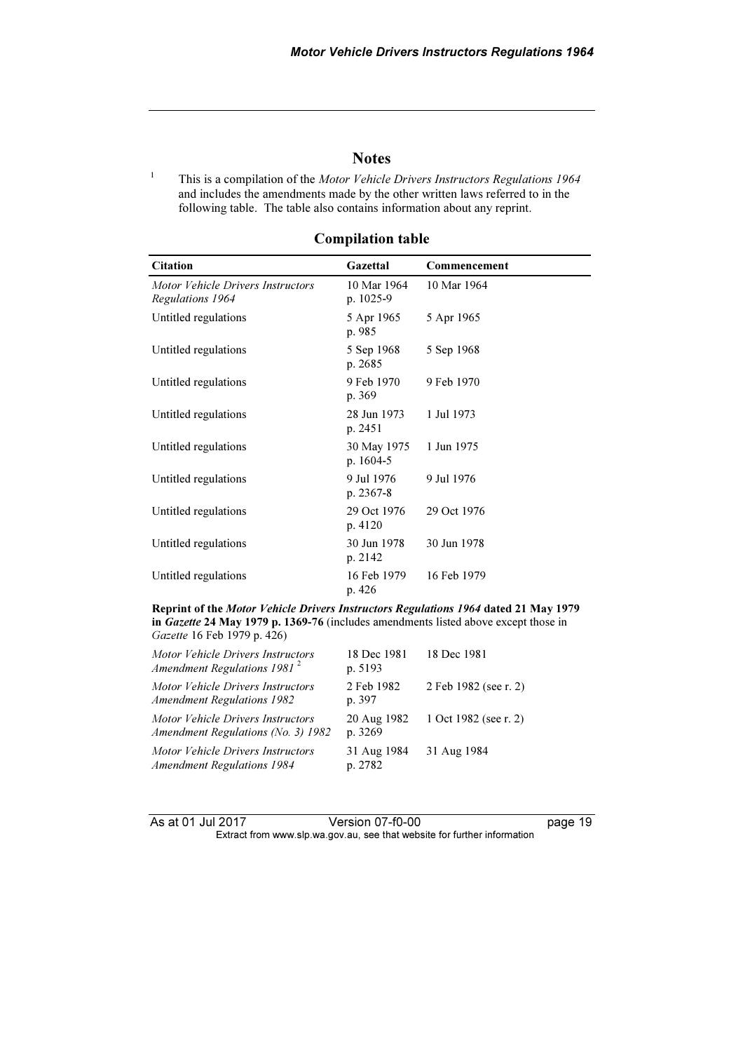## Notes

[1] This is a compilation of the *Motor Vehicle Drivers Instructors Regulations 1964* and includes the amendments made by the other written laws referred to in the following table. The table also contains information about any reprint.

### Compilation table

| Citation | Gazettal | Commencement |
|---|---|---|
| *Motor Vehicle Drivers Instructors Regulations 1964* | 10 Mar 1964 p. 1025-9 | 10 Mar 1964 |
| Untitled regulations | 5 Apr 1965 p. 985 | 5 Apr 1965 |
| Untitled regulations | 5 Sep 1968 p. 2685 | 5 Sep 1968 |
| Untitled regulations | 9 Feb 1970 p. 369 | 9 Feb 1970 |
| Untitled regulations | 28 Jun 1973 p. 2451 | 1 Jul 1973 |
| Untitled regulations | 30 May 1975 p. 1604-5 | 1 Jun 1975 |
| Untitled regulations | 9 Jul 1976 p. 2367-8 | 9 Jul 1976 |
| Untitled regulations | 29 Oct 1976 p. 4120 | 29 Oct 1976 |
| Untitled regulations | 30 Jun 1978 p. 2142 | 30 Jun 1978 |
| Untitled regulations | 16 Feb 1979 p. 426 | 16 Feb 1979 |
| **Reprint of the *Motor Vehicle Drivers Instructors Regulations 1964* dated 21 May 1979 in *Gazette* 24 May 1979 p. 1369-76** (includes amendments listed above except those in *Gazette* 16 Feb 1979 p. 426) | | |
| *Motor Vehicle Drivers Instructors Amendment Regulations 1981* [2] | 18 Dec 1981 p. 5193 | 18 Dec 1981 |
| *Motor Vehicle Drivers Instructors Amendment Regulations 1982* | 2 Feb 1982 p. 397 | 2 Feb 1982 (see r. 2) |
| *Motor Vehicle Drivers Instructors Amendment Regulations (No. 3) 1982* | 20 Aug 1982 p. 3269 | 1 Oct 1982 (see r. 2) |
| *Motor Vehicle Drivers Instructors Amendment Regulations 1984* | 31 Aug 1984 p. 2782 | 31 Aug 1984 |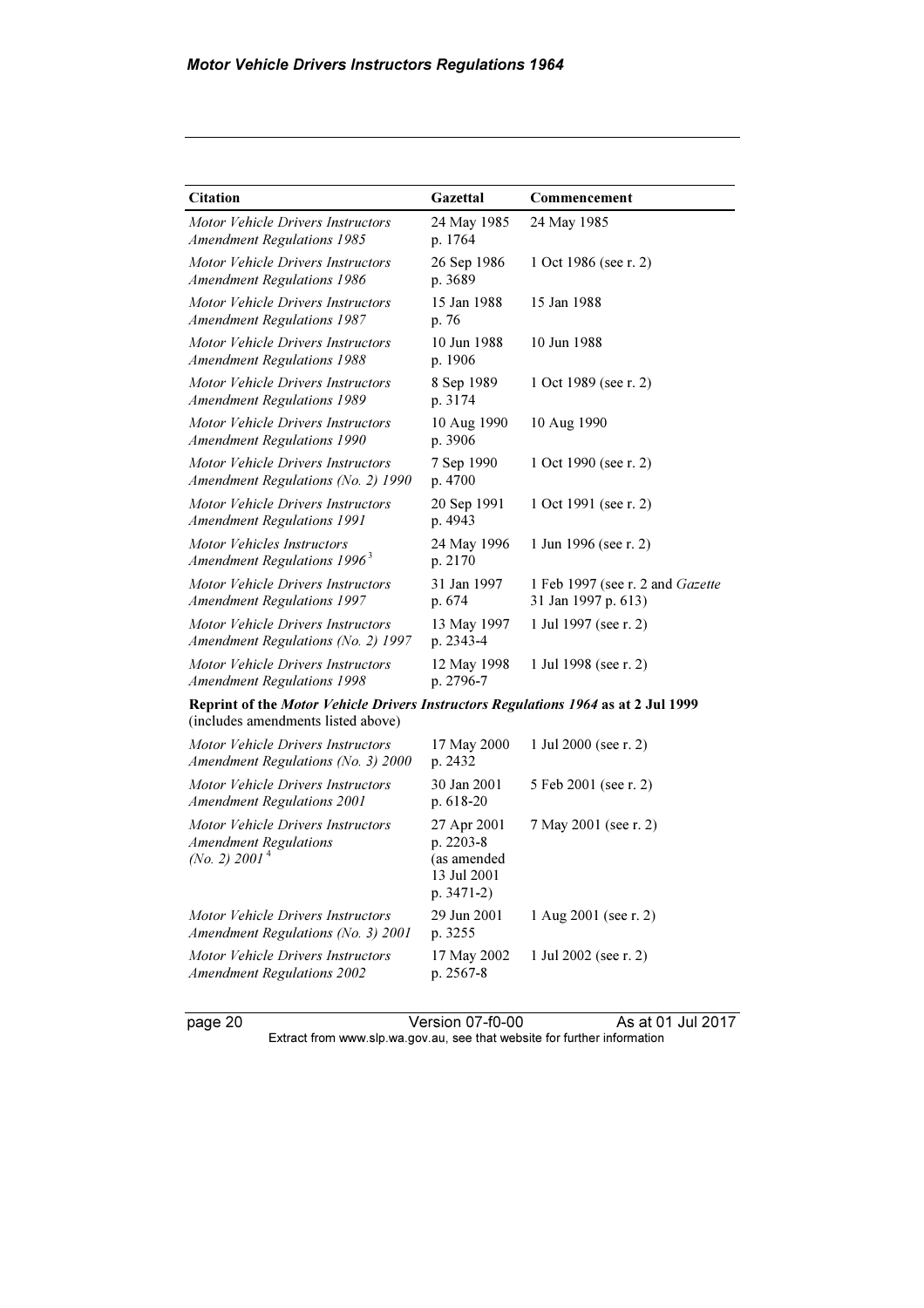| Citation | Gazettal | Commencement |
|---|---|---|
| *Motor Vehicle Drivers Instructors Amendment Regulations 1985* | 24 May 1985 p. 1764 | 24 May 1985 |
| *Motor Vehicle Drivers Instructors Amendment Regulations 1986* | 26 Sep 1986 p. 3689 | 1 Oct 1986 (see r. 2) |
| *Motor Vehicle Drivers Instructors Amendment Regulations 1987* | 15 Jan 1988 p. 76 | 15 Jan 1988 |
| *Motor Vehicle Drivers Instructors Amendment Regulations 1988* | 10 Jun 1988 p. 1906 | 10 Jun 1988 |
| *Motor Vehicle Drivers Instructors Amendment Regulations 1989* | 8 Sep 1989 p. 3174 | 1 Oct 1989 (see r. 2) |
| *Motor Vehicle Drivers Instructors Amendment Regulations 1990* | 10 Aug 1990 p. 3906 | 10 Aug 1990 |
| *Motor Vehicle Drivers Instructors Amendment Regulations (No. 2) 1990* | 7 Sep 1990 p. 4700 | 1 Oct 1990 (see r. 2) |
| *Motor Vehicle Drivers Instructors Amendment Regulations 1991* | 20 Sep 1991 p. 4943 | 1 Oct 1991 (see r. 2) |
| *Motor Vehicles Instructors Amendment Regulations 1996* [3] | 24 May 1996 p. 2170 | 1 Jun 1996 (see r. 2) |
| *Motor Vehicle Drivers Instructors Amendment Regulations 1997* | 31 Jan 1997 p. 674 | 1 Feb 1997 (see r. 2 and *Gazette* 31 Jan 1997 p. 613) |
| *Motor Vehicle Drivers Instructors Amendment Regulations (No. 2) 1997* | 13 May 1997 p. 2343-4 | 1 Jul 1997 (see r. 2) |
| *Motor Vehicle Drivers Instructors Amendment Regulations 1998* | 12 May 1998 p. 2796-7 | 1 Jul 1998 (see r. 2) |
| **Reprint of the *Motor Vehicle Drivers Instructors Regulations 1964* as at 2 Jul 1999** (includes amendments listed above) | | |
| *Motor Vehicle Drivers Instructors Amendment Regulations (No. 3) 2000* | 17 May 2000 p. 2432 | 1 Jul 2000 (see r. 2) |
| *Motor Vehicle Drivers Instructors Amendment Regulations 2001* | 30 Jan 2001 p. 618-20 | 5 Feb 2001 (see r. 2) |
| *Motor Vehicle Drivers Instructors Amendment Regulations (No. 2) 2001* [4] | 27 Apr 2001 p. 2203-8 (as amended 13 Jul 2001 p. 3471-2) | 7 May 2001 (see r. 2) |
| *Motor Vehicle Drivers Instructors Amendment Regulations (No. 3) 2001* | 29 Jun 2001 p. 3255 | 1 Aug 2001 (see r. 2) |
| *Motor Vehicle Drivers Instructors Amendment Regulations 2002* | 17 May 2002 p. 2567-8 | 1 Jul 2002 (see r. 2) |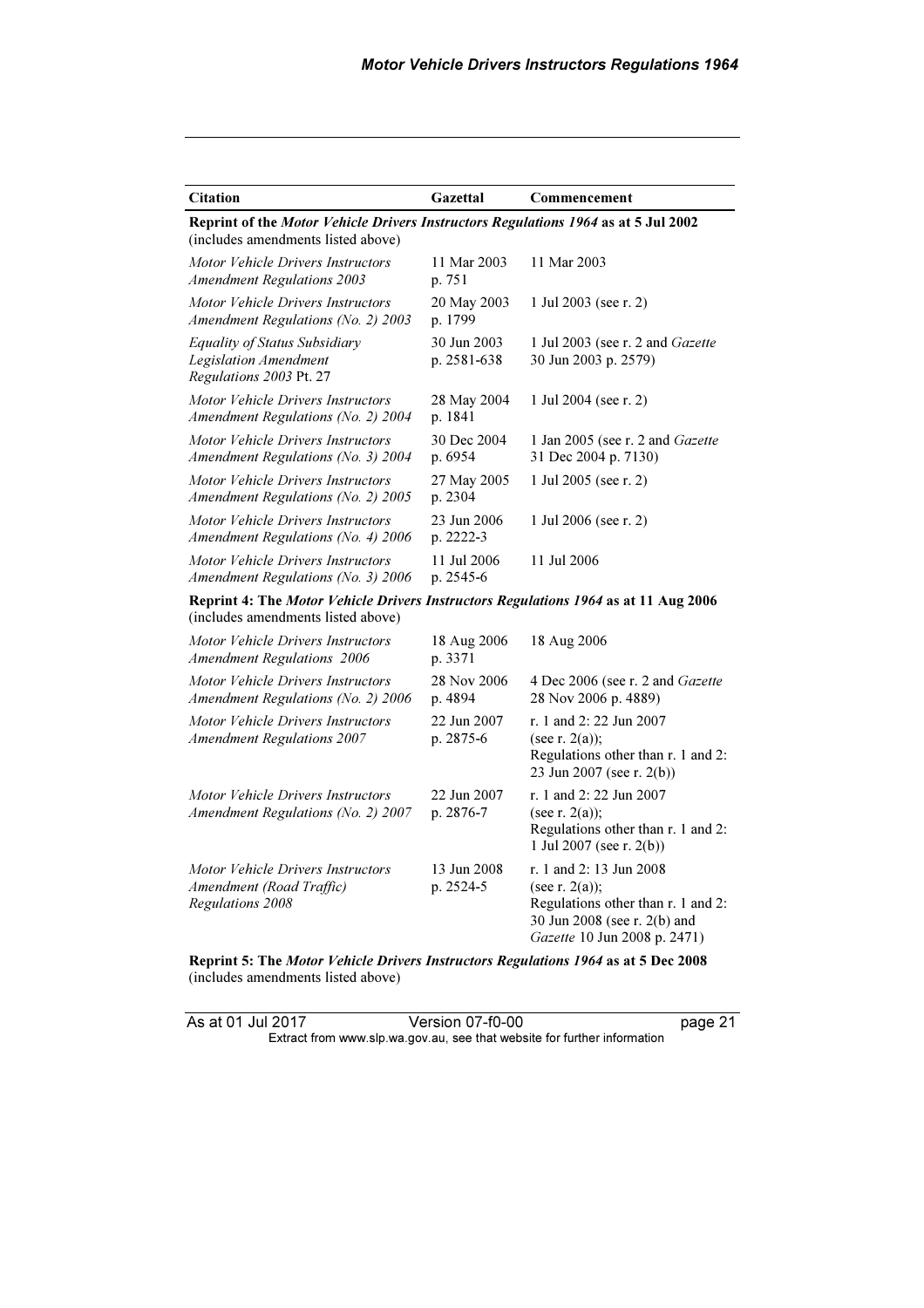| Citation | Gazettal | Commencement |
|---|---|---|
| **Reprint of the *Motor Vehicle Drivers Instructors Regulations 1964* as at 5 Jul 2002** (includes amendments listed above) | | |
| *Motor Vehicle Drivers Instructors Amendment Regulations 2003* | 11 Mar 2003 p. 751 | 11 Mar 2003 |
| *Motor Vehicle Drivers Instructors Amendment Regulations (No. 2) 2003* | 20 May 2003 p. 1799 | 1 Jul 2003 (see r. 2) |
| *Equality of Status Subsidiary Legislation Amendment Regulations 2003* Pt. 27 | 30 Jun 2003 p. 2581-638 | 1 Jul 2003 (see r. 2 and *Gazette* 30 Jun 2003 p. 2579) |
| *Motor Vehicle Drivers Instructors Amendment Regulations (No. 2) 2004* | 28 May 2004 p. 1841 | 1 Jul 2004 (see r. 2) |
| *Motor Vehicle Drivers Instructors Amendment Regulations (No. 3) 2004* | 30 Dec 2004 p. 6954 | 1 Jan 2005 (see r. 2 and *Gazette* 31 Dec 2004 p. 7130) |
| *Motor Vehicle Drivers Instructors Amendment Regulations (No. 2) 2005* | 27 May 2005 p. 2304 | 1 Jul 2005 (see r. 2) |
| *Motor Vehicle Drivers Instructors Amendment Regulations (No. 4) 2006* | 23 Jun 2006 p. 2222-3 | 1 Jul 2006 (see r. 2) |
| *Motor Vehicle Drivers Instructors Amendment Regulations (No. 3) 2006* | 11 Jul 2006 p. 2545-6 | 11 Jul 2006 |
| **Reprint 4: The *Motor Vehicle Drivers Instructors Regulations 1964* as at 11 Aug 2006** (includes amendments listed above) | | |
| *Motor Vehicle Drivers Instructors Amendment Regulations 2006* | 18 Aug 2006 p. 3371 | 18 Aug 2006 |
| *Motor Vehicle Drivers Instructors Amendment Regulations (No. 2) 2006* | 28 Nov 2006 p. 4894 | 4 Dec 2006 (see r. 2 and *Gazette* 28 Nov 2006 p. 4889) |
| *Motor Vehicle Drivers Instructors Amendment Regulations 2007* | 22 Jun 2007 p. 2875-6 | r. 1 and 2: 22 Jun 2007 (see r. 2(a)); Regulations other than r. 1 and 2: 23 Jun 2007 (see r. 2(b)) |
| *Motor Vehicle Drivers Instructors Amendment Regulations (No. 2) 2007* | 22 Jun 2007 p. 2876-7 | r. 1 and 2: 22 Jun 2007 (see r. 2(a)); Regulations other than r. 1 and 2: 1 Jul 2007 (see r. 2(b)) |
| *Motor Vehicle Drivers Instructors Amendment (Road Traffic) Regulations 2008* | 13 Jun 2008 p. 2524-5 | r. 1 and 2: 13 Jun 2008 (see r. 2(a)); Regulations other than r. 1 and 2: 30 Jun 2008 (see r. 2(b) and *Gazette* 10 Jun 2008 p. 2471) |

**Reprint 5: The *Motor Vehicle Drivers Instructors Regulations 1964* as at 5 Dec 2008** (includes amendments listed above)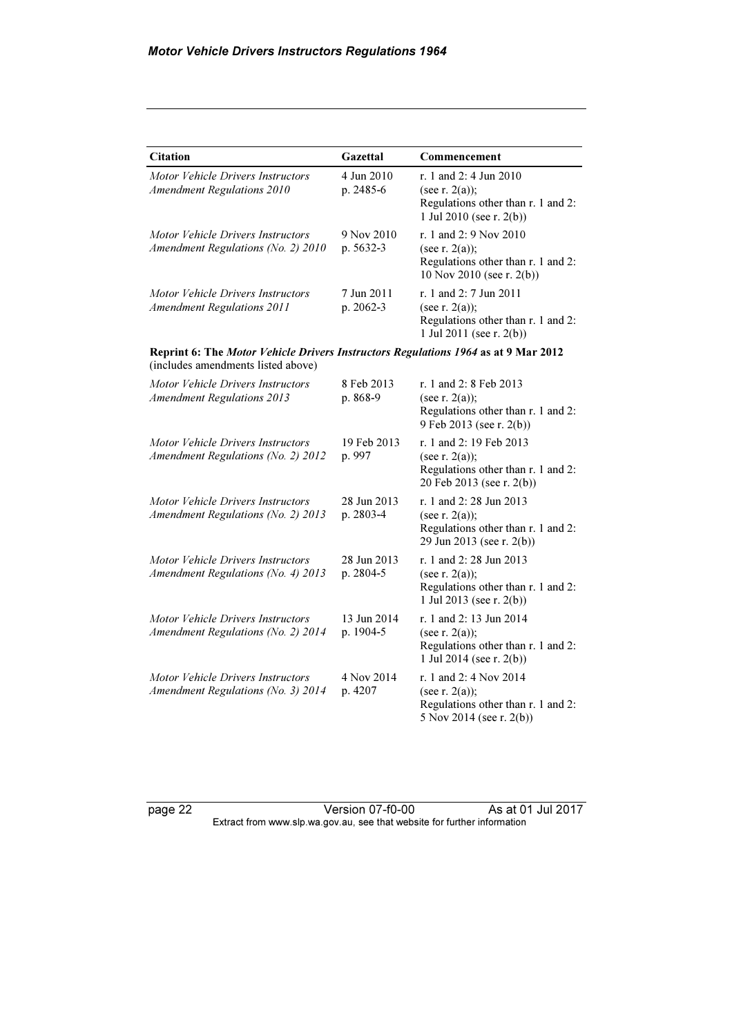| Citation | Gazettal | Commencement |
|---|---|---|
| *Motor Vehicle Drivers Instructors Amendment Regulations 2010* | 4 Jun 2010 p. 2485-6 | r. 1 and 2: 4 Jun 2010 (see r. 2(a)); Regulations other than r. 1 and 2: 1 Jul 2010 (see r. 2(b)) |
| *Motor Vehicle Drivers Instructors Amendment Regulations (No. 2) 2010* | 9 Nov 2010 p. 5632-3 | r. 1 and 2: 9 Nov 2010 (see r. 2(a)); Regulations other than r. 1 and 2: 10 Nov 2010 (see r. 2(b)) |
| *Motor Vehicle Drivers Instructors Amendment Regulations 2011* | 7 Jun 2011 p. 2062-3 | r. 1 and 2: 7 Jun 2011 (see r. 2(a)); Regulations other than r. 1 and 2: 1 Jul 2011 (see r. 2(b)) |
| **Reprint 6: The *Motor Vehicle Drivers Instructors Regulations 1964* as at 9 Mar 2012** (includes amendments listed above) | | |
| *Motor Vehicle Drivers Instructors Amendment Regulations 2013* | 8 Feb 2013 p. 868-9 | r. 1 and 2: 8 Feb 2013 (see r. 2(a)); Regulations other than r. 1 and 2: 9 Feb 2013 (see r. 2(b)) |
| *Motor Vehicle Drivers Instructors Amendment Regulations (No. 2) 2012* | 19 Feb 2013 p. 997 | r. 1 and 2: 19 Feb 2013 (see r. 2(a)); Regulations other than r. 1 and 2: 20 Feb 2013 (see r. 2(b)) |
| *Motor Vehicle Drivers Instructors Amendment Regulations (No. 2) 2013* | 28 Jun 2013 p. 2803-4 | r. 1 and 2: 28 Jun 2013 (see r. 2(a)); Regulations other than r. 1 and 2: 29 Jun 2013 (see r. 2(b)) |
| *Motor Vehicle Drivers Instructors Amendment Regulations (No. 4) 2013* | 28 Jun 2013 p. 2804-5 | r. 1 and 2: 28 Jun 2013 (see r. 2(a)); Regulations other than r. 1 and 2: 1 Jul 2013 (see r. 2(b)) |
| *Motor Vehicle Drivers Instructors Amendment Regulations (No. 2) 2014* | 13 Jun 2014 p. 1904-5 | r. 1 and 2: 13 Jun 2014 (see r. 2(a)); Regulations other than r. 1 and 2: 1 Jul 2014 (see r. 2(b)) |
| *Motor Vehicle Drivers Instructors Amendment Regulations (No. 3) 2014* | 4 Nov 2014 p. 4207 | r. 1 and 2: 4 Nov 2014 (see r. 2(a)); Regulations other than r. 1 and 2: 5 Nov 2014 (see r. 2(b)) |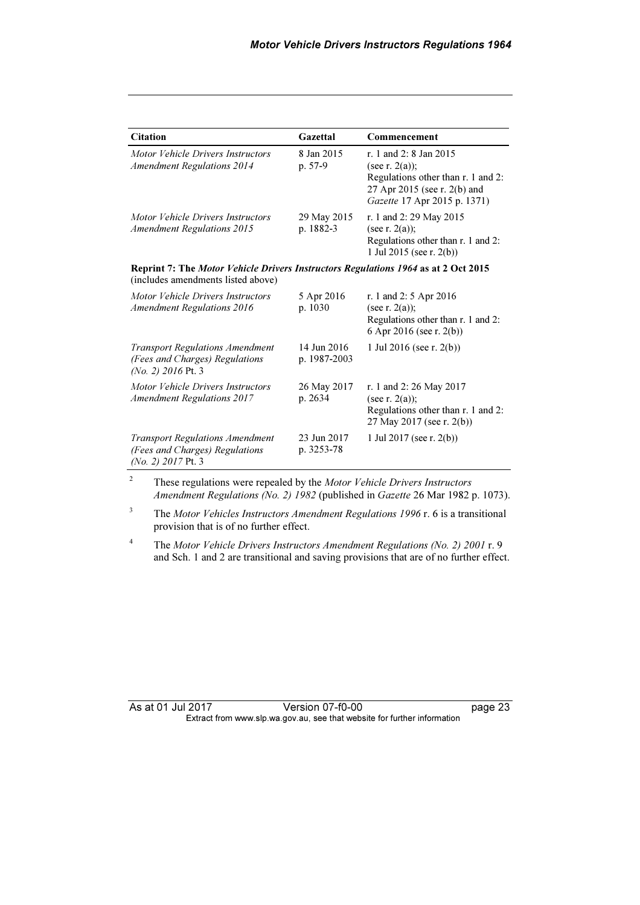| Citation | Gazettal | Commencement |
|---|---|---|
| *Motor Vehicle Drivers Instructors Amendment Regulations 2014* | 8 Jan 2015 p. 57-9 | r. 1 and 2: 8 Jan 2015 (see r. 2(a)); Regulations other than r. 1 and 2: 27 Apr 2015 (see r. 2(b) and *Gazette* 17 Apr 2015 p. 1371) |
| *Motor Vehicle Drivers Instructors Amendment Regulations 2015* | 29 May 2015 p. 1882-3 | r. 1 and 2: 29 May 2015 (see r. 2(a)); Regulations other than r. 1 and 2: 1 Jul 2015 (see r. 2(b)) |
| **Reprint 7: The *Motor Vehicle Drivers Instructors Regulations 1964* as at 2 Oct 2015** (includes amendments listed above) | | |
| *Motor Vehicle Drivers Instructors Amendment Regulations 2016* | 5 Apr 2016 p. 1030 | r. 1 and 2: 5 Apr 2016 (see r. 2(a)); Regulations other than r. 1 and 2: 6 Apr 2016 (see r. 2(b)) |
| *Transport Regulations Amendment (Fees and Charges) Regulations (No. 2) 2016* Pt. 3 | 14 Jun 2016 p. 1987-2003 | 1 Jul 2016 (see r. 2(b)) |
| *Motor Vehicle Drivers Instructors Amendment Regulations 2017* | 26 May 2017 p. 2634 | r. 1 and 2: 26 May 2017 (see r. 2(a)); Regulations other than r. 1 and 2: 27 May 2017 (see r. 2(b)) |
| *Transport Regulations Amendment (Fees and Charges) Regulations (No. 2) 2017* Pt. 3 | 23 Jun 2017 p. 3253-78 | 1 Jul 2017 (see r. 2(b)) |

[2] These regulations were repealed by the *Motor Vehicle Drivers Instructors Amendment Regulations (No. 2) 1982* (published in *Gazette* 26 Mar 1982 p. 1073).

[3] The *Motor Vehicles Instructors Amendment Regulations 1996* r. 6 is a transitional provision that is of no further effect.

[4] The *Motor Vehicle Drivers Instructors Amendment Regulations (No. 2) 2001* r. 9 and Sch. 1 and 2 are transitional and saving provisions that are of no further effect.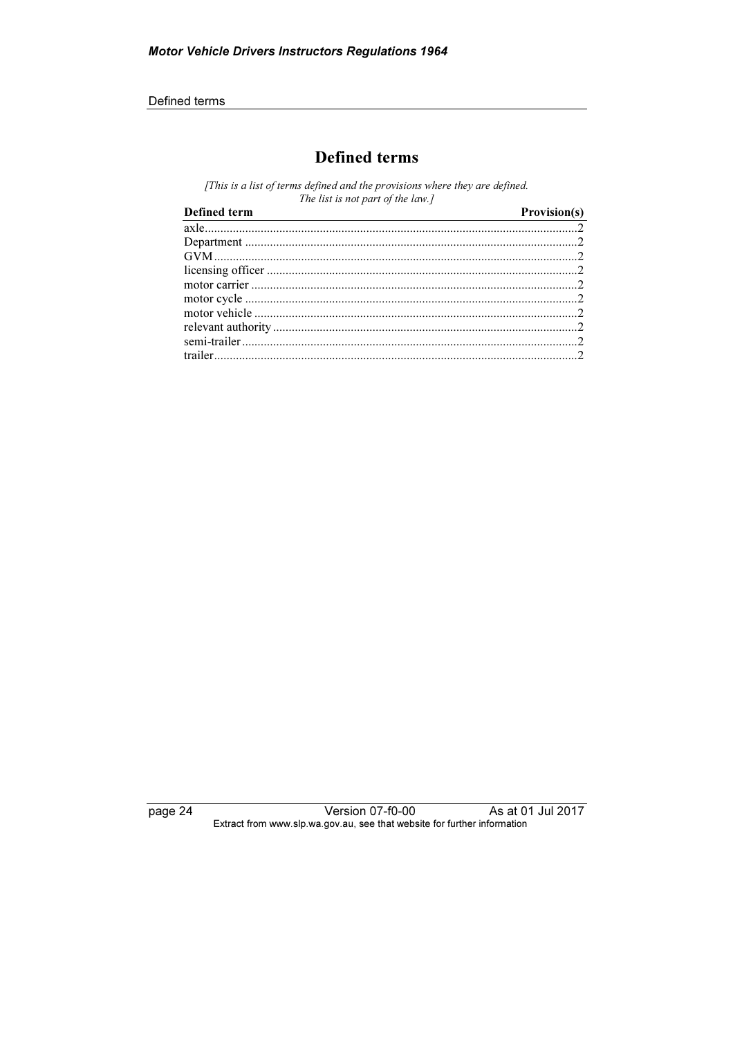# Defined terms

*[This is a list of terms defined and the provisions where they are defined. The list is not part of the law.]*

| Defined term | Provision(s) |
|---|---|
| axle | 2 |
| Department | 2 |
| GVM | 2 |
| licensing officer | 2 |
| motor carrier | 2 |
| motor cycle | 2 |
| motor vehicle | 2 |
| relevant authority | 2 |
| semi-trailer | 2 |
| trailer | 2 |